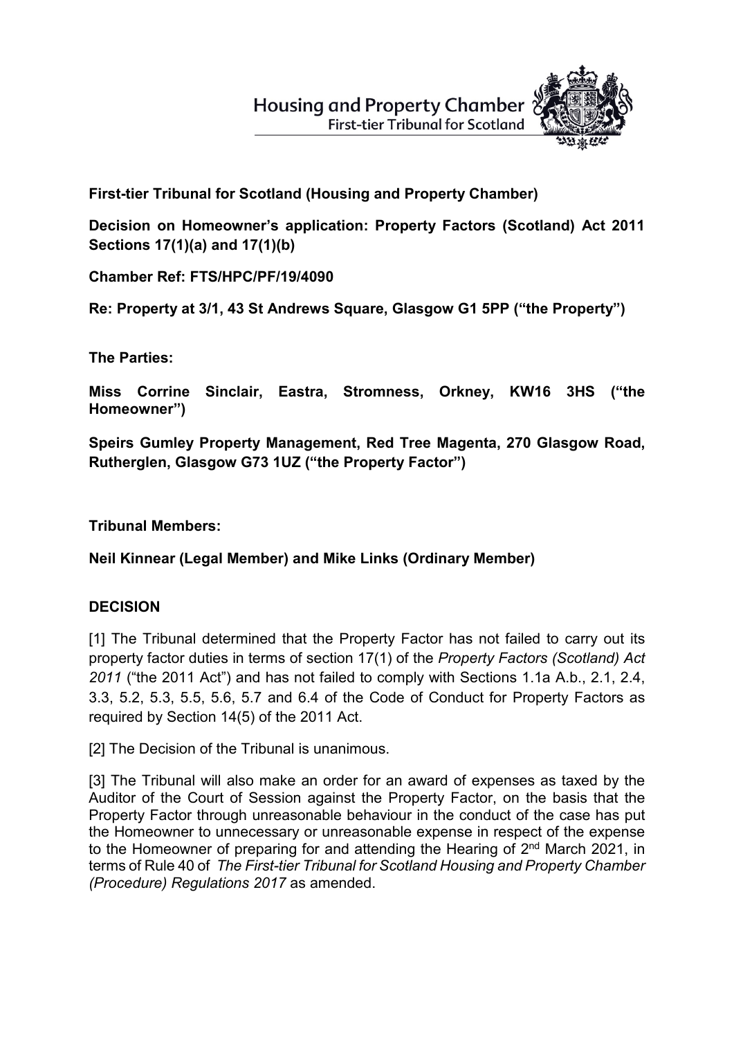Housing and Property Chamber
First-tier Tribunal for Scotland

**First-tier Tribunal for Scotland (Housing and Property Chamber)**

**Decision on Homeowner's application: Property Factors (Scotland) Act 2011 Sections 17(1)(a) and 17(1)(b)**

**Chamber Ref: FTS/HPC/PF/19/4090**

**Re: Property at 3/1, 43 St Andrews Square, Glasgow G1 5PP ("the Property")**

**The Parties:**

**Miss Corrine Sinclair, Eastra, Stromness, Orkney, KW16 3HS ("the Homeowner")**

**Speirs Gumley Property Management, Red Tree Magenta, 270 Glasgow Road, Rutherglen, Glasgow G73 1UZ ("the Property Factor")**

**Tribunal Members:**

**Neil Kinnear (Legal Member) and Mike Links (Ordinary Member)**

**DECISION**

[1] The Tribunal determined that the Property Factor has not failed to carry out its property factor duties in terms of section 17(1) of the *Property Factors (Scotland) Act 2011* ("the 2011 Act") and has not failed to comply with Sections 1.1a A.b., 2.1, 2.4, 3.3, 5.2, 5.3, 5.5, 5.6, 5.7 and 6.4 of the Code of Conduct for Property Factors as required by Section 14(5) of the 2011 Act.

[2] The Decision of the Tribunal is unanimous.

[3] The Tribunal will also make an order for an award of expenses as taxed by the Auditor of the Court of Session against the Property Factor, on the basis that the Property Factor through unreasonable behaviour in the conduct of the case has put the Homeowner to unnecessary or unreasonable expense in respect of the expense to the Homeowner of preparing for and attending the Hearing of 2nd March 2021, in terms of Rule 40 of *The First-tier Tribunal for Scotland Housing and Property Chamber (Procedure) Regulations 2017* as amended.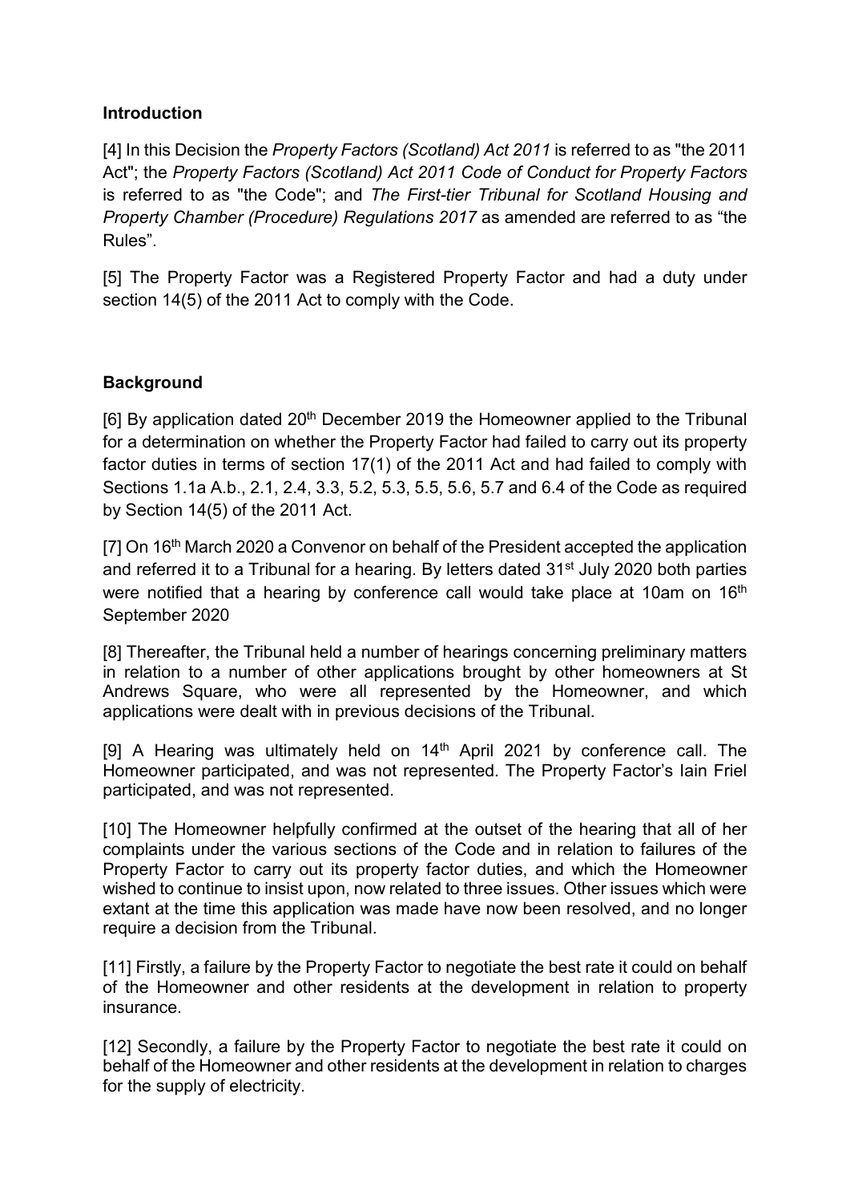## Introduction

[4] In this Decision the *Property Factors (Scotland) Act 2011* is referred to as "the 2011 Act"; the *Property Factors (Scotland) Act 2011 Code of Conduct for Property Factors* is referred to as "the Code"; and *The First-tier Tribunal for Scotland Housing and Property Chamber (Procedure) Regulations 2017* as amended are referred to as "the Rules".

[5] The Property Factor was a Registered Property Factor and had a duty under section 14(5) of the 2011 Act to comply with the Code.

## Background

[6] By application dated 20th December 2019 the Homeowner applied to the Tribunal for a determination on whether the Property Factor had failed to carry out its property factor duties in terms of section 17(1) of the 2011 Act and had failed to comply with Sections 1.1a A.b., 2.1, 2.4, 3.3, 5.2, 5.3, 5.5, 5.6, 5.7 and 6.4 of the Code as required by Section 14(5) of the 2011 Act.

[7] On 16th March 2020 a Convenor on behalf of the President accepted the application and referred it to a Tribunal for a hearing. By letters dated 31st July 2020 both parties were notified that a hearing by conference call would take place at 10am on 16th September 2020

[8] Thereafter, the Tribunal held a number of hearings concerning preliminary matters in relation to a number of other applications brought by other homeowners at St Andrews Square, who were all represented by the Homeowner, and which applications were dealt with in previous decisions of the Tribunal.

[9] A Hearing was ultimately held on 14th April 2021 by conference call. The Homeowner participated, and was not represented. The Property Factor's Iain Friel participated, and was not represented.

[10] The Homeowner helpfully confirmed at the outset of the hearing that all of her complaints under the various sections of the Code and in relation to failures of the Property Factor to carry out its property factor duties, and which the Homeowner wished to continue to insist upon, now related to three issues. Other issues which were extant at the time this application was made have now been resolved, and no longer require a decision from the Tribunal.

[11] Firstly, a failure by the Property Factor to negotiate the best rate it could on behalf of the Homeowner and other residents at the development in relation to property insurance.

[12] Secondly, a failure by the Property Factor to negotiate the best rate it could on behalf of the Homeowner and other residents at the development in relation to charges for the supply of electricity.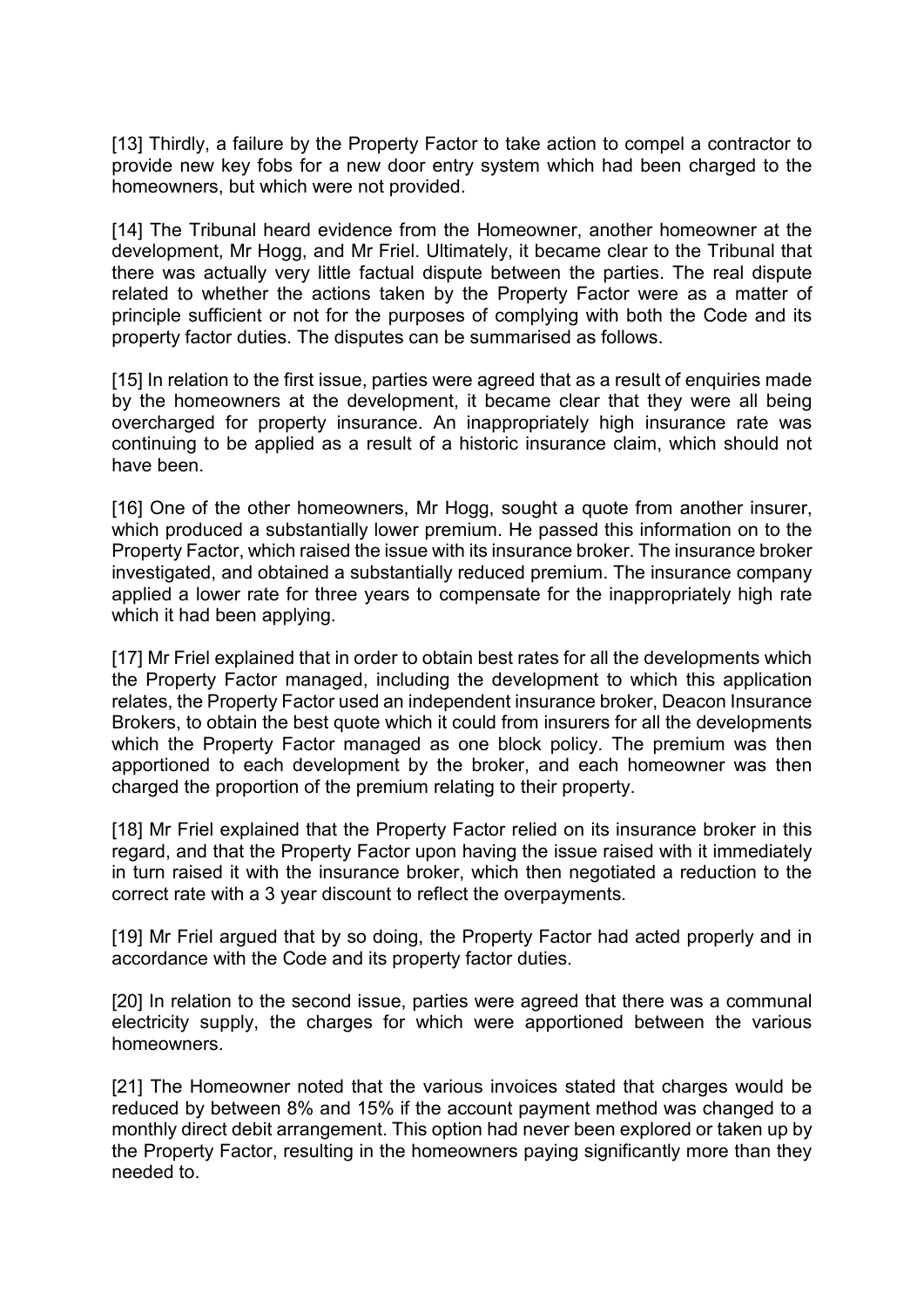[13] Thirdly, a failure by the Property Factor to take action to compel a contractor to provide new key fobs for a new door entry system which had been charged to the homeowners, but which were not provided.

[14] The Tribunal heard evidence from the Homeowner, another homeowner at the development, Mr Hogg, and Mr Friel. Ultimately, it became clear to the Tribunal that there was actually very little factual dispute between the parties. The real dispute related to whether the actions taken by the Property Factor were as a matter of principle sufficient or not for the purposes of complying with both the Code and its property factor duties. The disputes can be summarised as follows.

[15] In relation to the first issue, parties were agreed that as a result of enquiries made by the homeowners at the development, it became clear that they were all being overcharged for property insurance. An inappropriately high insurance rate was continuing to be applied as a result of a historic insurance claim, which should not have been.

[16] One of the other homeowners, Mr Hogg, sought a quote from another insurer, which produced a substantially lower premium. He passed this information on to the Property Factor, which raised the issue with its insurance broker. The insurance broker investigated, and obtained a substantially reduced premium. The insurance company applied a lower rate for three years to compensate for the inappropriately high rate which it had been applying.

[17] Mr Friel explained that in order to obtain best rates for all the developments which the Property Factor managed, including the development to which this application relates, the Property Factor used an independent insurance broker, Deacon Insurance Brokers, to obtain the best quote which it could from insurers for all the developments which the Property Factor managed as one block policy. The premium was then apportioned to each development by the broker, and each homeowner was then charged the proportion of the premium relating to their property.

[18] Mr Friel explained that the Property Factor relied on its insurance broker in this regard, and that the Property Factor upon having the issue raised with it immediately in turn raised it with the insurance broker, which then negotiated a reduction to the correct rate with a 3 year discount to reflect the overpayments.

[19] Mr Friel argued that by so doing, the Property Factor had acted properly and in accordance with the Code and its property factor duties.

[20] In relation to the second issue, parties were agreed that there was a communal electricity supply, the charges for which were apportioned between the various homeowners.

[21] The Homeowner noted that the various invoices stated that charges would be reduced by between 8% and 15% if the account payment method was changed to a monthly direct debit arrangement. This option had never been explored or taken up by the Property Factor, resulting in the homeowners paying significantly more than they needed to.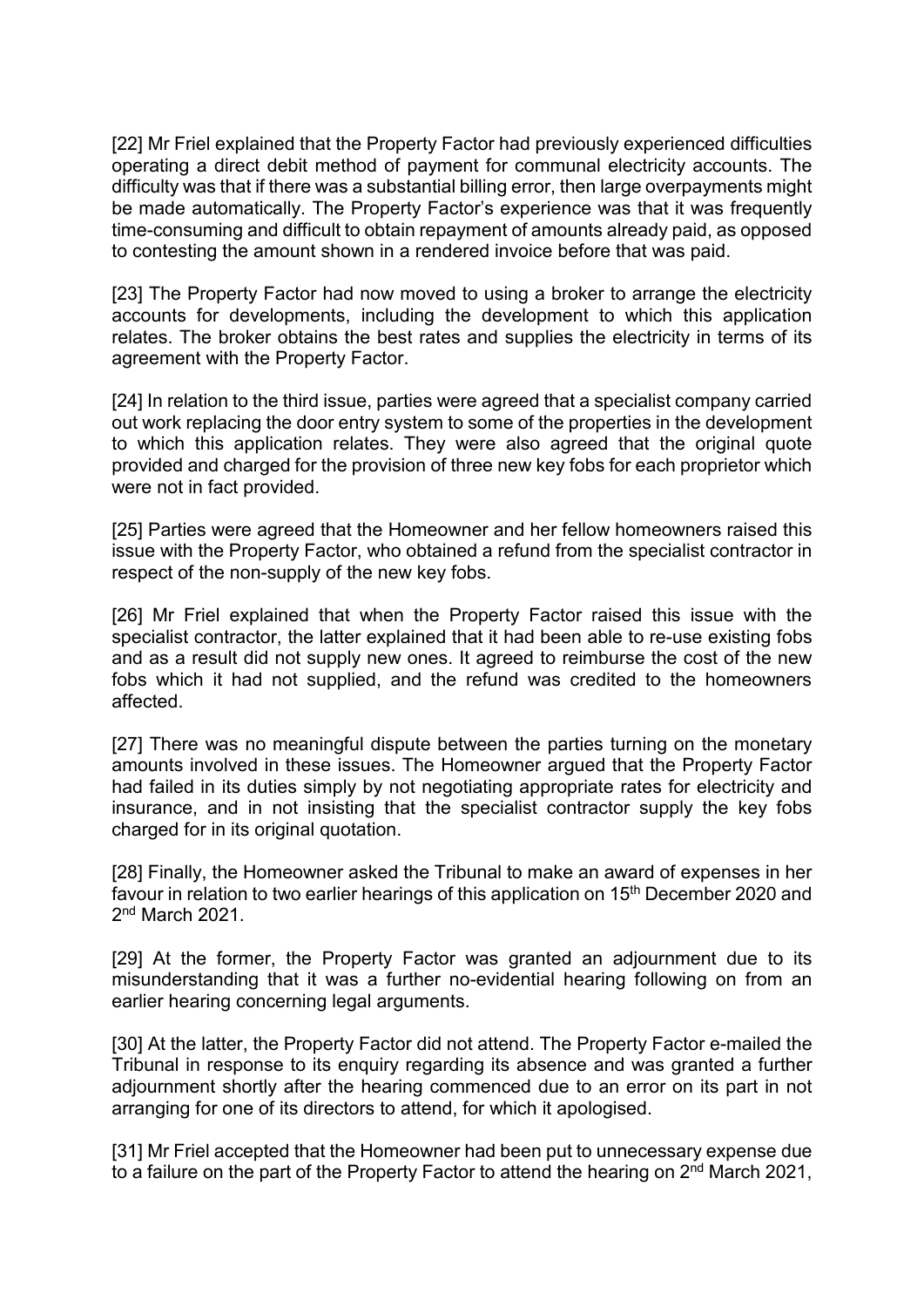[22] Mr Friel explained that the Property Factor had previously experienced difficulties operating a direct debit method of payment for communal electricity accounts. The difficulty was that if there was a substantial billing error, then large overpayments might be made automatically. The Property Factor's experience was that it was frequently time-consuming and difficult to obtain repayment of amounts already paid, as opposed to contesting the amount shown in a rendered invoice before that was paid.

[23] The Property Factor had now moved to using a broker to arrange the electricity accounts for developments, including the development to which this application relates. The broker obtains the best rates and supplies the electricity in terms of its agreement with the Property Factor.

[24] In relation to the third issue, parties were agreed that a specialist company carried out work replacing the door entry system to some of the properties in the development to which this application relates. They were also agreed that the original quote provided and charged for the provision of three new key fobs for each proprietor which were not in fact provided.

[25] Parties were agreed that the Homeowner and her fellow homeowners raised this issue with the Property Factor, who obtained a refund from the specialist contractor in respect of the non-supply of the new key fobs.

[26] Mr Friel explained that when the Property Factor raised this issue with the specialist contractor, the latter explained that it had been able to re-use existing fobs and as a result did not supply new ones. It agreed to reimburse the cost of the new fobs which it had not supplied, and the refund was credited to the homeowners affected.

[27] There was no meaningful dispute between the parties turning on the monetary amounts involved in these issues. The Homeowner argued that the Property Factor had failed in its duties simply by not negotiating appropriate rates for electricity and insurance, and in not insisting that the specialist contractor supply the key fobs charged for in its original quotation.

[28] Finally, the Homeowner asked the Tribunal to make an award of expenses in her favour in relation to two earlier hearings of this application on 15th December 2020 and 2nd March 2021.

[29] At the former, the Property Factor was granted an adjournment due to its misunderstanding that it was a further no-evidential hearing following on from an earlier hearing concerning legal arguments.

[30] At the latter, the Property Factor did not attend. The Property Factor e-mailed the Tribunal in response to its enquiry regarding its absence and was granted a further adjournment shortly after the hearing commenced due to an error on its part in not arranging for one of its directors to attend, for which it apologised.

[31] Mr Friel accepted that the Homeowner had been put to unnecessary expense due to a failure on the part of the Property Factor to attend the hearing on 2nd March 2021,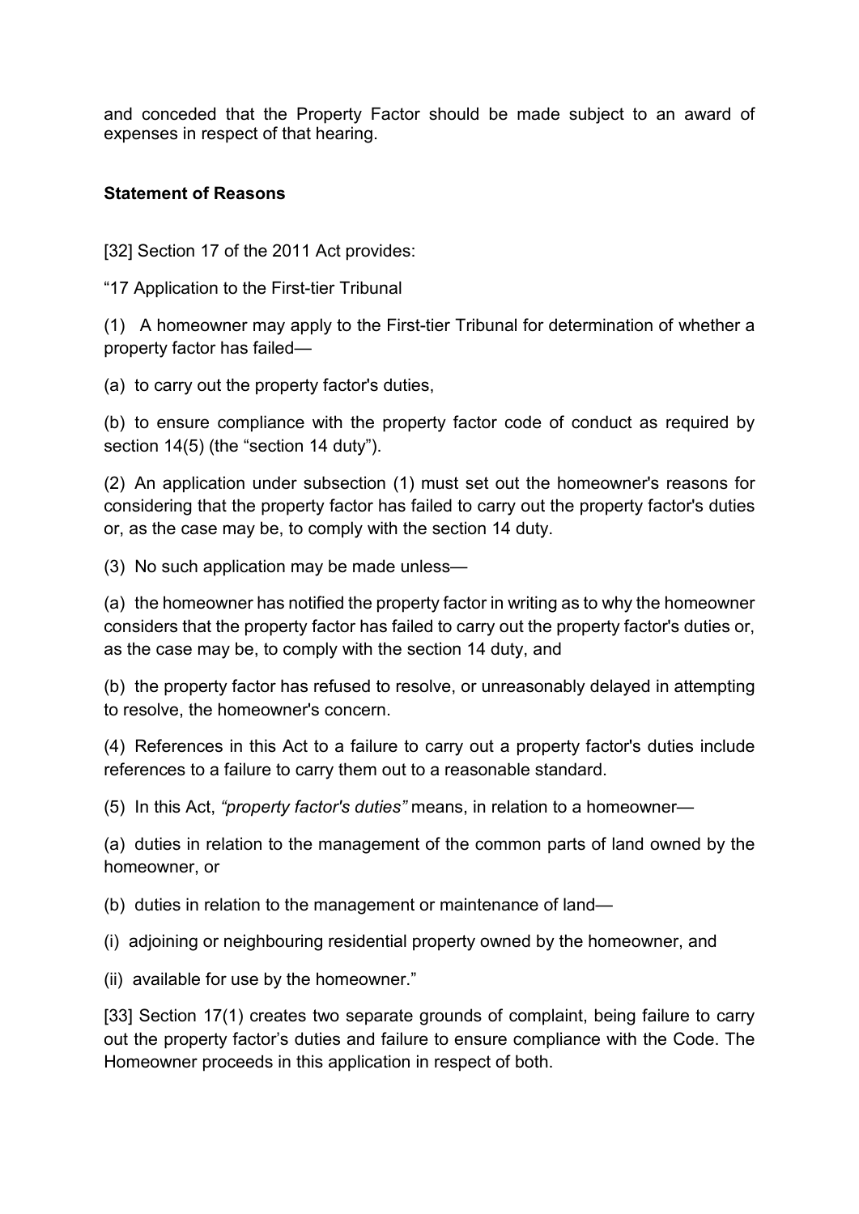and conceded that the Property Factor should be made subject to an award of expenses in respect of that hearing.

**Statement of Reasons**

[32] Section 17 of the 2011 Act provides:

"17 Application to the First-tier Tribunal

(1) A homeowner may apply to the First-tier Tribunal for determination of whether a property factor has failed—

(a) to carry out the property factor's duties,

(b) to ensure compliance with the property factor code of conduct as required by section 14(5) (the "section 14 duty").

(2) An application under subsection (1) must set out the homeowner's reasons for considering that the property factor has failed to carry out the property factor's duties or, as the case may be, to comply with the section 14 duty.

(3) No such application may be made unless—

(a) the homeowner has notified the property factor in writing as to why the homeowner considers that the property factor has failed to carry out the property factor's duties or, as the case may be, to comply with the section 14 duty, and

(b) the property factor has refused to resolve, or unreasonably delayed in attempting to resolve, the homeowner's concern.

(4) References in this Act to a failure to carry out a property factor's duties include references to a failure to carry them out to a reasonable standard.

(5) In this Act, *"property factor's duties"* means, in relation to a homeowner—

(a) duties in relation to the management of the common parts of land owned by the homeowner, or

(b) duties in relation to the management or maintenance of land—

(i) adjoining or neighbouring residential property owned by the homeowner, and

(ii) available for use by the homeowner."

[33] Section 17(1) creates two separate grounds of complaint, being failure to carry out the property factor's duties and failure to ensure compliance with the Code. The Homeowner proceeds in this application in respect of both.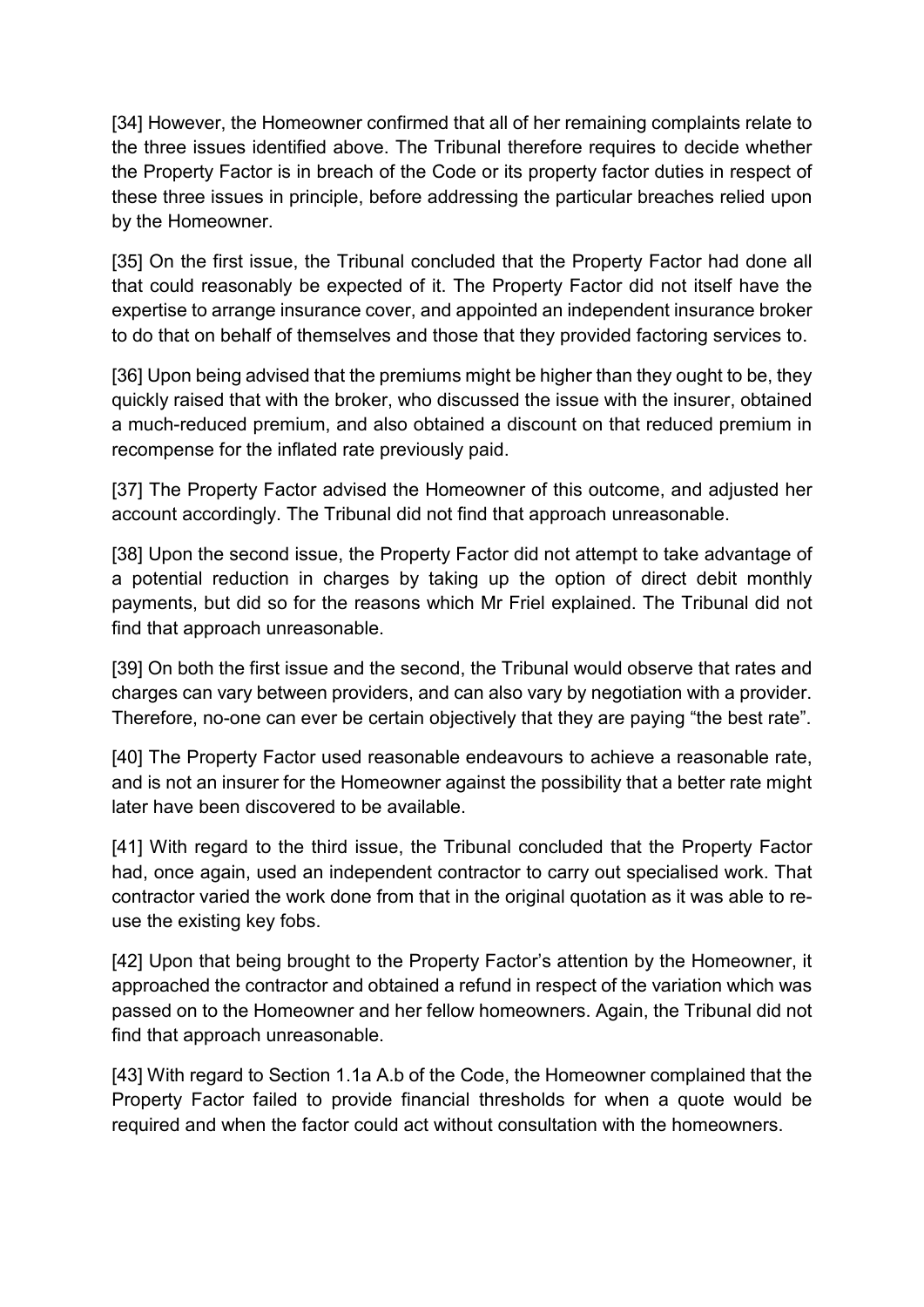[34] However, the Homeowner confirmed that all of her remaining complaints relate to the three issues identified above. The Tribunal therefore requires to decide whether the Property Factor is in breach of the Code or its property factor duties in respect of these three issues in principle, before addressing the particular breaches relied upon by the Homeowner.

[35] On the first issue, the Tribunal concluded that the Property Factor had done all that could reasonably be expected of it. The Property Factor did not itself have the expertise to arrange insurance cover, and appointed an independent insurance broker to do that on behalf of themselves and those that they provided factoring services to.

[36] Upon being advised that the premiums might be higher than they ought to be, they quickly raised that with the broker, who discussed the issue with the insurer, obtained a much-reduced premium, and also obtained a discount on that reduced premium in recompense for the inflated rate previously paid.

[37] The Property Factor advised the Homeowner of this outcome, and adjusted her account accordingly. The Tribunal did not find that approach unreasonable.

[38] Upon the second issue, the Property Factor did not attempt to take advantage of a potential reduction in charges by taking up the option of direct debit monthly payments, but did so for the reasons which Mr Friel explained. The Tribunal did not find that approach unreasonable.

[39] On both the first issue and the second, the Tribunal would observe that rates and charges can vary between providers, and can also vary by negotiation with a provider. Therefore, no-one can ever be certain objectively that they are paying "the best rate".

[40] The Property Factor used reasonable endeavours to achieve a reasonable rate, and is not an insurer for the Homeowner against the possibility that a better rate might later have been discovered to be available.

[41] With regard to the third issue, the Tribunal concluded that the Property Factor had, once again, used an independent contractor to carry out specialised work. That contractor varied the work done from that in the original quotation as it was able to re-use the existing key fobs.

[42] Upon that being brought to the Property Factor's attention by the Homeowner, it approached the contractor and obtained a refund in respect of the variation which was passed on to the Homeowner and her fellow homeowners. Again, the Tribunal did not find that approach unreasonable.

[43] With regard to Section 1.1a A.b of the Code, the Homeowner complained that the Property Factor failed to provide financial thresholds for when a quote would be required and when the factor could act without consultation with the homeowners.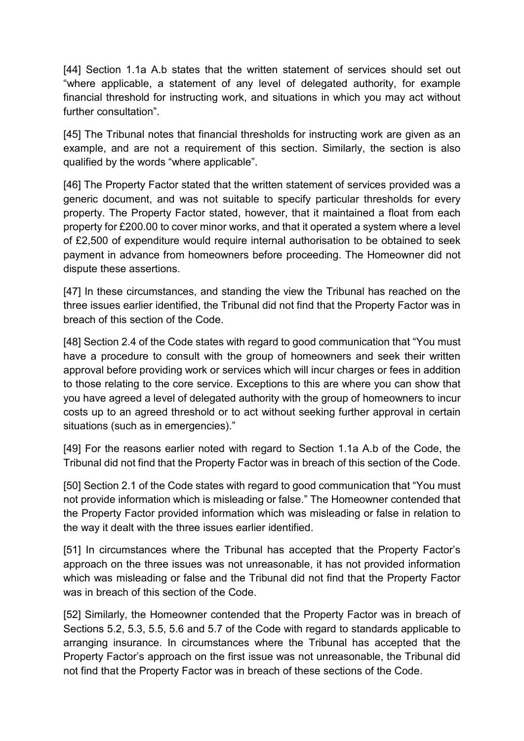[44] Section 1.1a A.b states that the written statement of services should set out "where applicable, a statement of any level of delegated authority, for example financial threshold for instructing work, and situations in which you may act without further consultation".

[45] The Tribunal notes that financial thresholds for instructing work are given as an example, and are not a requirement of this section. Similarly, the section is also qualified by the words "where applicable".

[46] The Property Factor stated that the written statement of services provided was a generic document, and was not suitable to specify particular thresholds for every property. The Property Factor stated, however, that it maintained a float from each property for £200.00 to cover minor works, and that it operated a system where a level of £2,500 of expenditure would require internal authorisation to be obtained to seek payment in advance from homeowners before proceeding. The Homeowner did not dispute these assertions.

[47] In these circumstances, and standing the view the Tribunal has reached on the three issues earlier identified, the Tribunal did not find that the Property Factor was in breach of this section of the Code.

[48] Section 2.4 of the Code states with regard to good communication that "You must have a procedure to consult with the group of homeowners and seek their written approval before providing work or services which will incur charges or fees in addition to those relating to the core service. Exceptions to this are where you can show that you have agreed a level of delegated authority with the group of homeowners to incur costs up to an agreed threshold or to act without seeking further approval in certain situations (such as in emergencies)."

[49] For the reasons earlier noted with regard to Section 1.1a A.b of the Code, the Tribunal did not find that the Property Factor was in breach of this section of the Code.

[50] Section 2.1 of the Code states with regard to good communication that "You must not provide information which is misleading or false." The Homeowner contended that the Property Factor provided information which was misleading or false in relation to the way it dealt with the three issues earlier identified.

[51] In circumstances where the Tribunal has accepted that the Property Factor's approach on the three issues was not unreasonable, it has not provided information which was misleading or false and the Tribunal did not find that the Property Factor was in breach of this section of the Code.

[52] Similarly, the Homeowner contended that the Property Factor was in breach of Sections 5.2, 5.3, 5.5, 5.6 and 5.7 of the Code with regard to standards applicable to arranging insurance. In circumstances where the Tribunal has accepted that the Property Factor's approach on the first issue was not unreasonable, the Tribunal did not find that the Property Factor was in breach of these sections of the Code.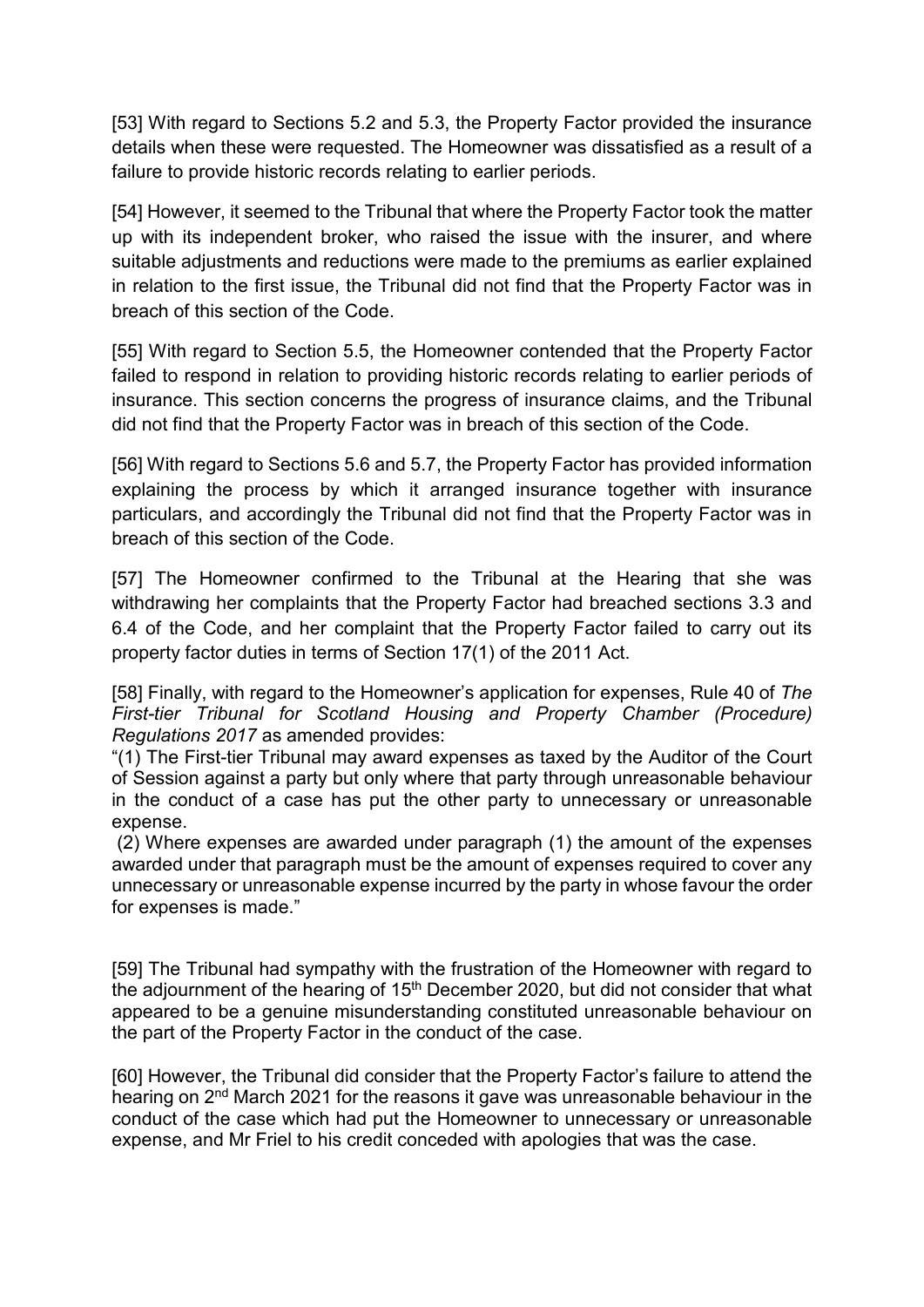[53] With regard to Sections 5.2 and 5.3, the Property Factor provided the insurance details when these were requested. The Homeowner was dissatisfied as a result of a failure to provide historic records relating to earlier periods.

[54] However, it seemed to the Tribunal that where the Property Factor took the matter up with its independent broker, who raised the issue with the insurer, and where suitable adjustments and reductions were made to the premiums as earlier explained in relation to the first issue, the Tribunal did not find that the Property Factor was in breach of this section of the Code.

[55] With regard to Section 5.5, the Homeowner contended that the Property Factor failed to respond in relation to providing historic records relating to earlier periods of insurance. This section concerns the progress of insurance claims, and the Tribunal did not find that the Property Factor was in breach of this section of the Code.

[56] With regard to Sections 5.6 and 5.7, the Property Factor has provided information explaining the process by which it arranged insurance together with insurance particulars, and accordingly the Tribunal did not find that the Property Factor was in breach of this section of the Code.

[57] The Homeowner confirmed to the Tribunal at the Hearing that she was withdrawing her complaints that the Property Factor had breached sections 3.3 and 6.4 of the Code, and her complaint that the Property Factor failed to carry out its property factor duties in terms of Section 17(1) of the 2011 Act.

[58] Finally, with regard to the Homeowner's application for expenses, Rule 40 of *The First-tier Tribunal for Scotland Housing and Property Chamber (Procedure) Regulations 2017* as amended provides:
"(1) The First-tier Tribunal may award expenses as taxed by the Auditor of the Court of Session against a party but only where that party through unreasonable behaviour in the conduct of a case has put the other party to unnecessary or unreasonable expense.
(2) Where expenses are awarded under paragraph (1) the amount of the expenses awarded under that paragraph must be the amount of expenses required to cover any unnecessary or unreasonable expense incurred by the party in whose favour the order for expenses is made."

[59] The Tribunal had sympathy with the frustration of the Homeowner with regard to the adjournment of the hearing of 15th December 2020, but did not consider that what appeared to be a genuine misunderstanding constituted unreasonable behaviour on the part of the Property Factor in the conduct of the case.

[60] However, the Tribunal did consider that the Property Factor's failure to attend the hearing on 2nd March 2021 for the reasons it gave was unreasonable behaviour in the conduct of the case which had put the Homeowner to unnecessary or unreasonable expense, and Mr Friel to his credit conceded with apologies that was the case.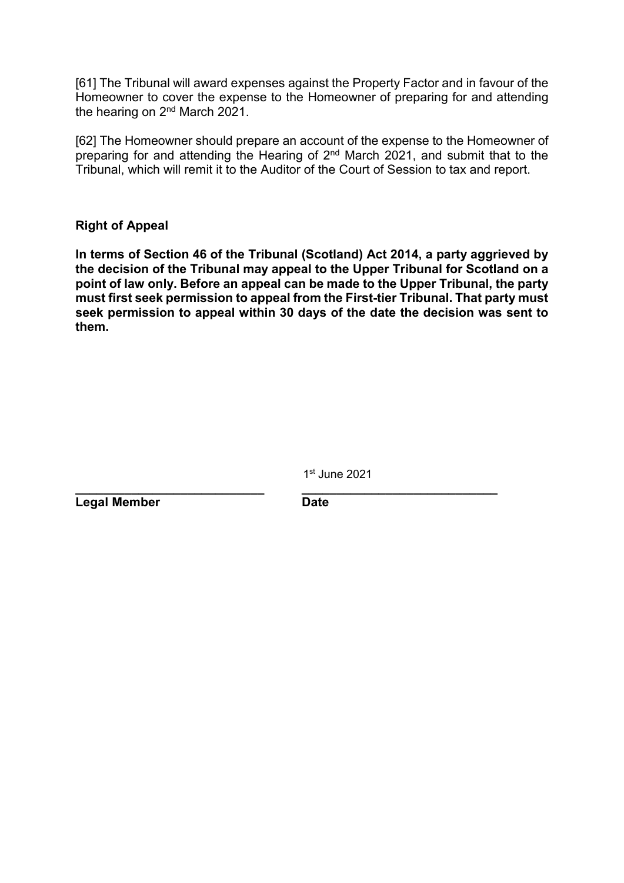[61] The Tribunal will award expenses against the Property Factor and in favour of the Homeowner to cover the expense to the Homeowner of preparing for and attending the hearing on 2nd March 2021.

[62] The Homeowner should prepare an account of the expense to the Homeowner of preparing for and attending the Hearing of 2nd March 2021, and submit that to the Tribunal, which will remit it to the Auditor of the Court of Session to tax and report.

**Right of Appeal**

**In terms of Section 46 of the Tribunal (Scotland) Act 2014, a party aggrieved by the decision of the Tribunal may appeal to the Upper Tribunal for Scotland on a point of law only. Before an appeal can be made to the Upper Tribunal, the party must first seek permission to appeal from the First-tier Tribunal. That party must seek permission to appeal within 30 days of the date the decision was sent to them.**

1st June 2021

**Legal Member** **Date**